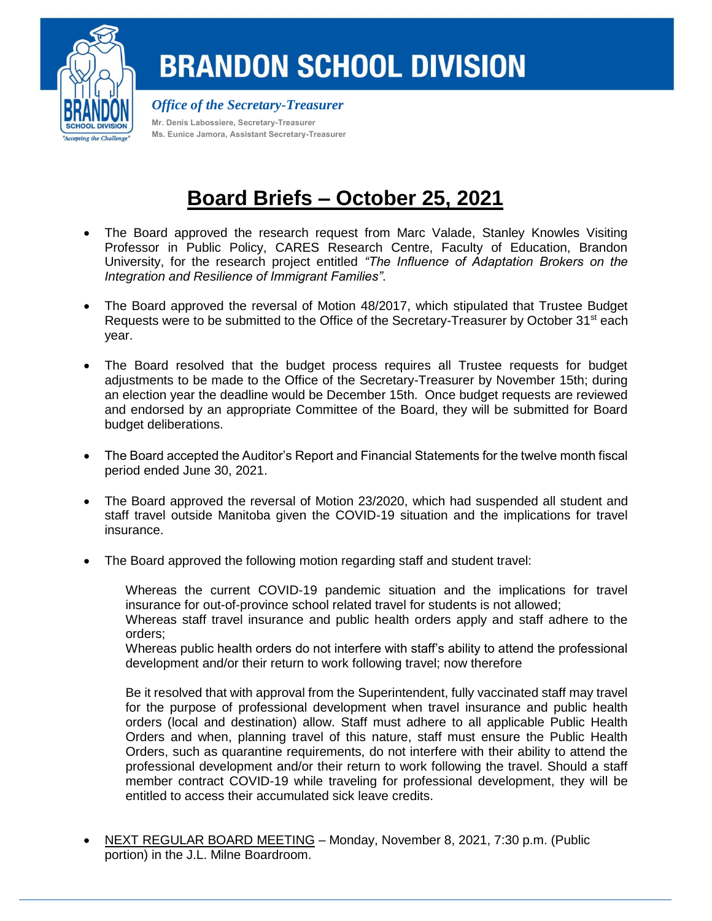# BRANDON SCHOOL DIVISION

*Office of the Secretary-Treasurer*

**Mr. Denis Labossiere, Secretary-Treasurer**
**Ms. Eunice Jamora, Assistant Secretary-Treasurer**

## Board Briefs – October 25, 2021

- The Board approved the research request from Marc Valade, Stanley Knowles Visiting Professor in Public Policy, CARES Research Centre, Faculty of Education, Brandon University, for the research project entitled *"The Influence of Adaptation Brokers on the Integration and Resilience of Immigrant Families"*.

- The Board approved the reversal of Motion 48/2017, which stipulated that Trustee Budget Requests were to be submitted to the Office of the Secretary-Treasurer by October 31st each year.

- The Board resolved that the budget process requires all Trustee requests for budget adjustments to be made to the Office of the Secretary-Treasurer by November 15th; during an election year the deadline would be December 15th. Once budget requests are reviewed and endorsed by an appropriate Committee of the Board, they will be submitted for Board budget deliberations.

- The Board accepted the Auditor's Report and Financial Statements for the twelve month fiscal period ended June 30, 2021.

- The Board approved the reversal of Motion 23/2020, which had suspended all student and staff travel outside Manitoba given the COVID-19 situation and the implications for travel insurance.

- The Board approved the following motion regarding staff and student travel:

  Whereas the current COVID-19 pandemic situation and the implications for travel insurance for out-of-province school related travel for students is not allowed;
  Whereas staff travel insurance and public health orders apply and staff adhere to the orders;
  Whereas public health orders do not interfere with staff's ability to attend the professional development and/or their return to work following travel; now therefore

  Be it resolved that with approval from the Superintendent, fully vaccinated staff may travel for the purpose of professional development when travel insurance and public health orders (local and destination) allow. Staff must adhere to all applicable Public Health Orders and when, planning travel of this nature, staff must ensure the Public Health Orders, such as quarantine requirements, do not interfere with their ability to attend the professional development and/or their return to work following the travel. Should a staff member contract COVID-19 while traveling for professional development, they will be entitled to access their accumulated sick leave credits.

- NEXT REGULAR BOARD MEETING – Monday, November 8, 2021, 7:30 p.m. (Public portion) in the J.L. Milne Boardroom.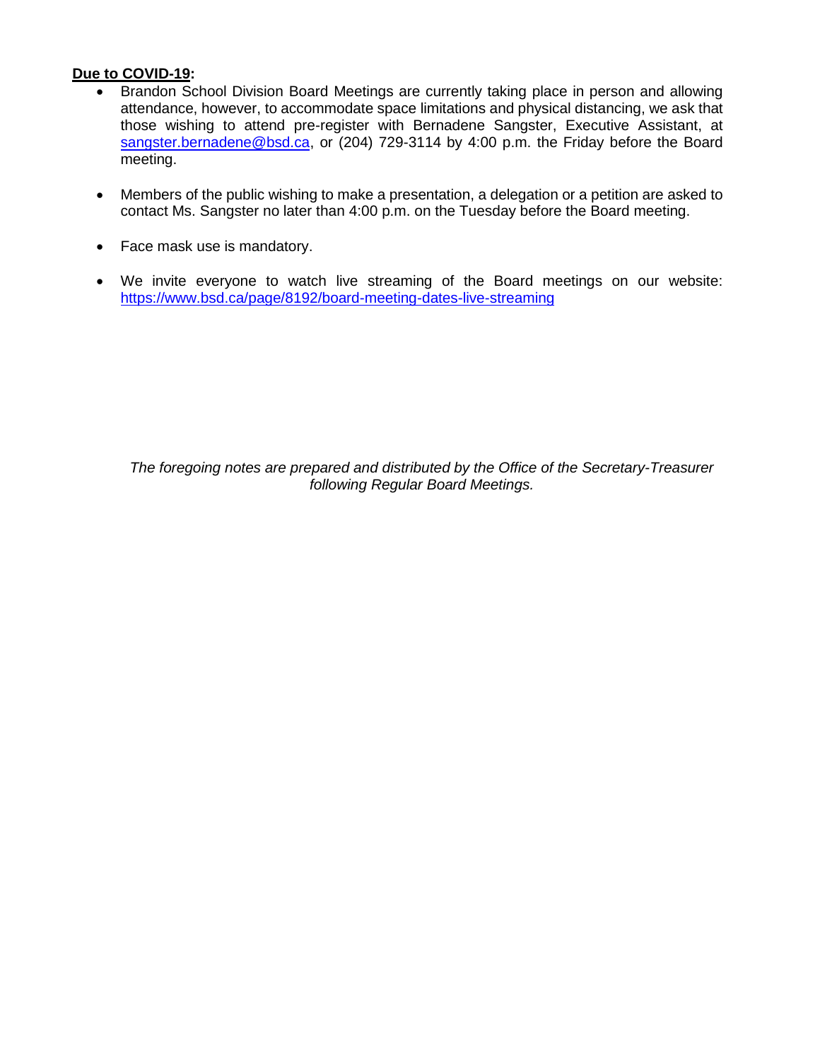**<u>Due to COVID-19</u>:**

- Brandon School Division Board Meetings are currently taking place in person and allowing attendance, however, to accommodate space limitations and physical distancing, we ask that those wishing to attend pre-register with Bernadene Sangster, Executive Assistant, at sangster.bernadene@bsd.ca, or (204) 729-3114 by 4:00 p.m. the Friday before the Board meeting.

- Members of the public wishing to make a presentation, a delegation or a petition are asked to contact Ms. Sangster no later than 4:00 p.m. on the Tuesday before the Board meeting.

- Face mask use is mandatory.

- We invite everyone to watch live streaming of the Board meetings on our website: https://www.bsd.ca/page/8192/board-meeting-dates-live-streaming

*The foregoing notes are prepared and distributed by the Office of the Secretary-Treasurer following Regular Board Meetings.*